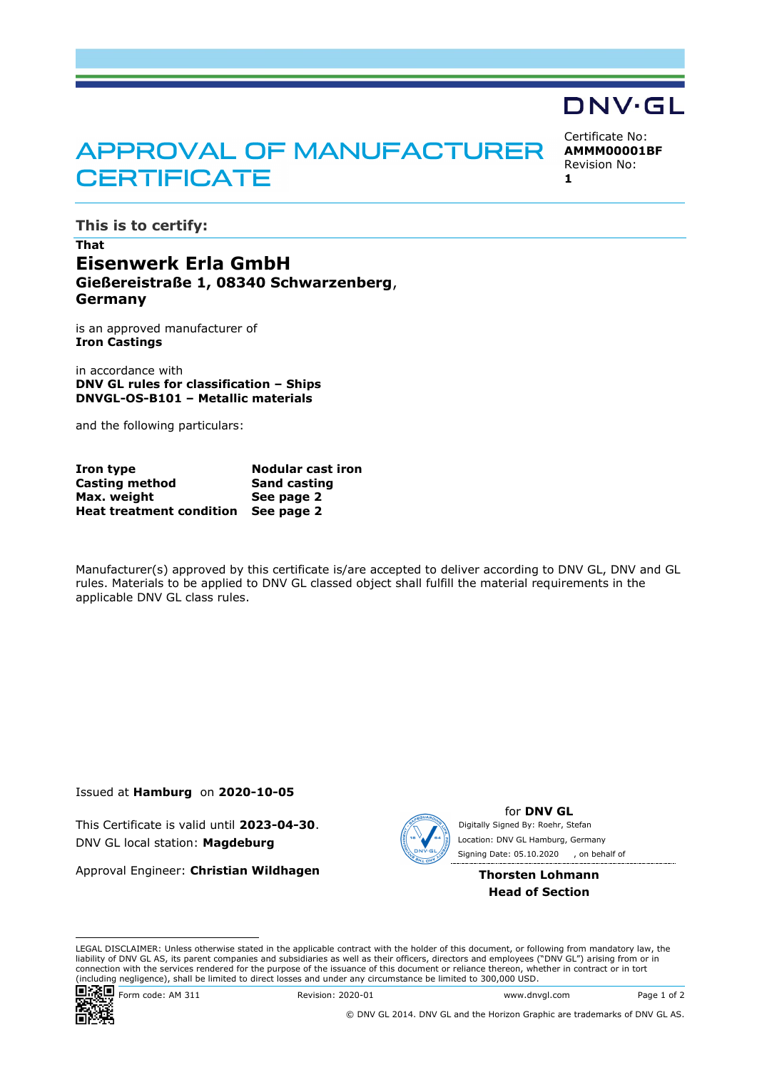DNV·GL

# APPROVAL OF MANUFACTURER CERTIFICATE

Certificate No:
**AMMM00001BF**
Revision No:
**1**

## This is to certify:

**That**

## Eisenwerk Erla GmbH

**Gießereistraße 1, 08340 Schwarzenberg, Germany**

is an approved manufacturer of
**Iron Castings**

in accordance with
**DNV GL rules for classification – Ships**
**DNVGL-OS-B101 – Metallic materials**

and the following particulars:

| | |
|---|---|
| **Iron type** | **Nodular cast iron** |
| **Casting method** | **Sand casting** |
| **Max. weight** | **See page 2** |
| **Heat treatment condition** | **See page 2** |

Manufacturer(s) approved by this certificate is/are accepted to deliver according to DNV GL, DNV and GL rules. Materials to be applied to DNV GL classed object shall fulfill the material requirements in the applicable DNV GL class rules.

Issued at **Hamburg** on **2020-10-05**

This Certificate is valid until **2023-04-30**.
DNV GL local station: **Magdeburg**

Approval Engineer: **Christian Wildhagen**

for **DNV GL**
Digitally Signed By: Roehr, Stefan
Location: DNV GL Hamburg, Germany
Signing Date: 05.10.2020 , on behalf of

**Thorsten Lohmann**
**Head of Section**

LEGAL DISCLAIMER: Unless otherwise stated in the applicable contract with the holder of this document, or following from mandatory law, the liability of DNV GL AS, its parent companies and subsidiaries as well as their officers, directors and employees ("DNV GL") arising from or in connection with the services rendered for the purpose of the issuance of this document or reliance thereon, whether in contract or in tort (including negligence), shall be limited to direct losses and under any circumstance be limited to 300,000 USD.

Form code: AM 311 Revision: 2020-01 www.dnvgl.com

© DNV GL 2014. DNV GL and the Horizon Graphic are trademarks of DNV GL AS.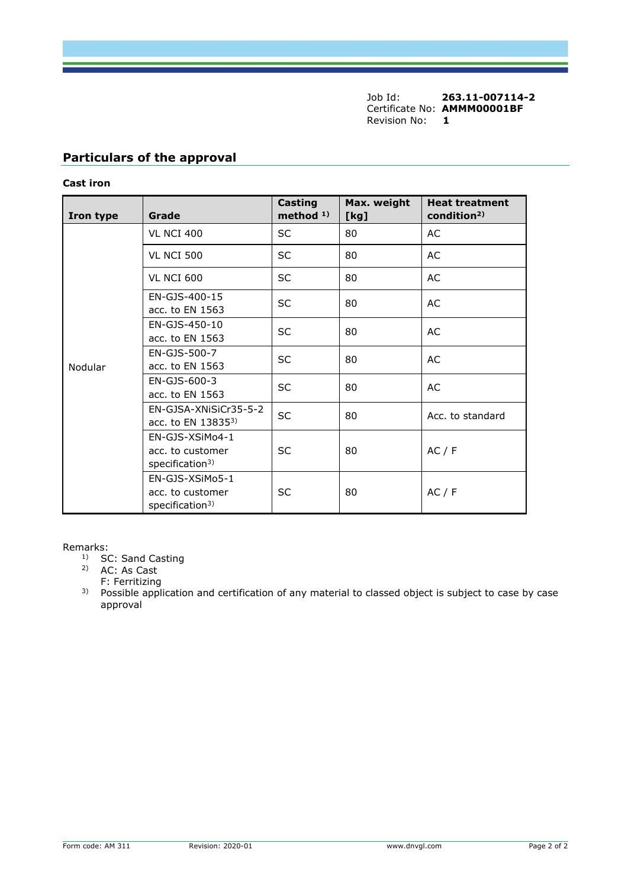Job Id: **263.11-007114-2**
Certificate No: **AMMM00001BF**
Revision No: **1**

## Particulars of the approval

**Cast iron**

| Iron type | Grade | Casting method [1] | Max. weight [kg] | Heat treatment condition[2] |
|---|---|---|---|---|
| Nodular | VL NCI 400 | SC | 80 | AC |
| | VL NCI 500 | SC | 80 | AC |
| | VL NCI 600 | SC | 80 | AC |
| | EN-GJS-400-15 acc. to EN 1563 | SC | 80 | AC |
| | EN-GJS-450-10 acc. to EN 1563 | SC | 80 | AC |
| | EN-GJS-500-7 acc. to EN 1563 | SC | 80 | AC |
| | EN-GJS-600-3 acc. to EN 1563 | SC | 80 | AC |
| | EN-GJSA-XNiSiCr35-5-2 acc. to EN 13835[3] | SC | 80 | Acc. to standard |
| | EN-GJS-XSiMo4-1 acc. to customer specification[3] | SC | 80 | AC / F |
| | EN-GJS-XSiMo5-1 acc. to customer specification[3] | SC | 80 | AC / F |

Remarks:

1) SC: Sand Casting
2) AC: As Cast
   F: Ferritizing
3) Possible application and certification of any material to classed object is subject to case by case approval